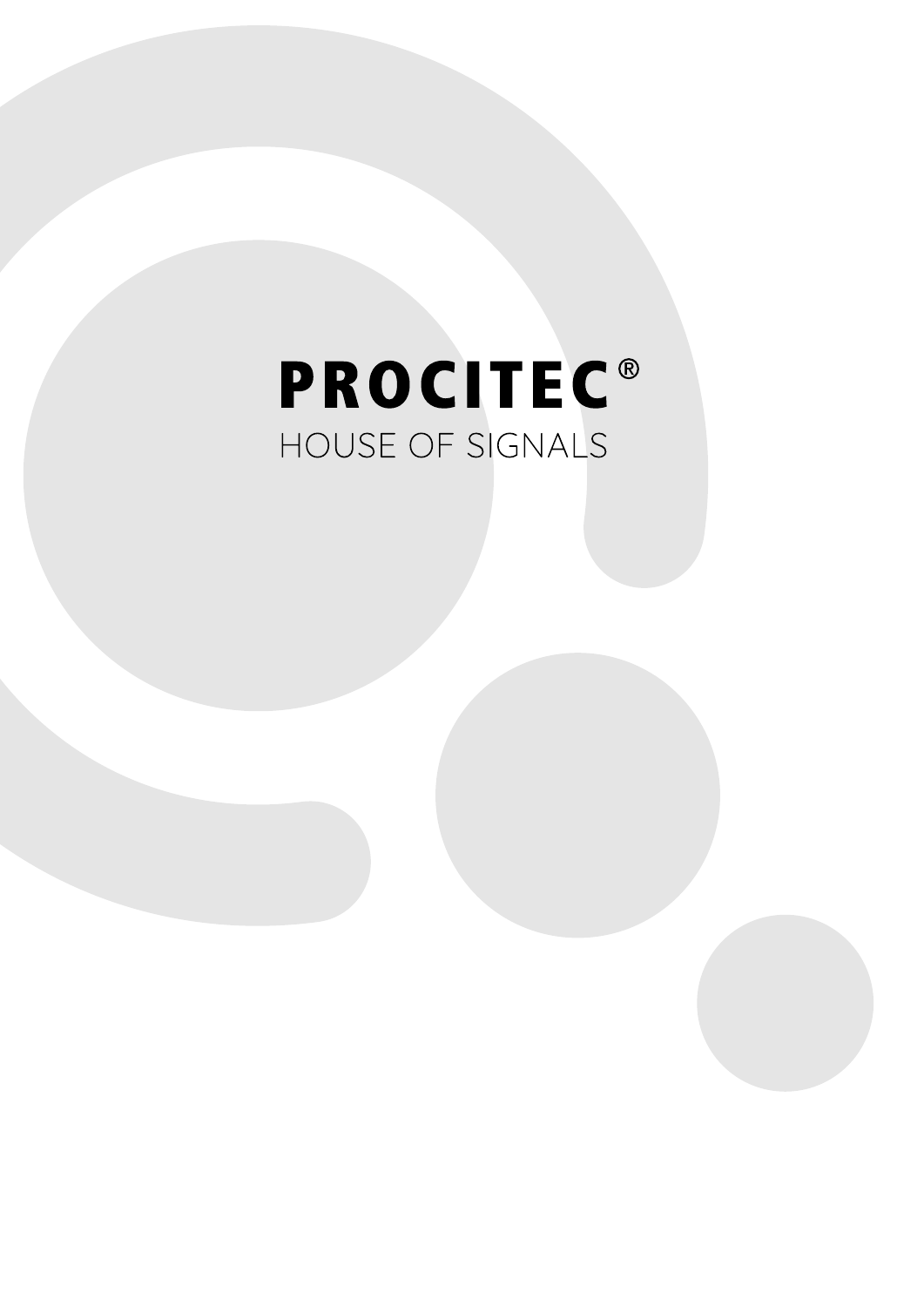# PROCITEC®

HOUSE OF SIGNALS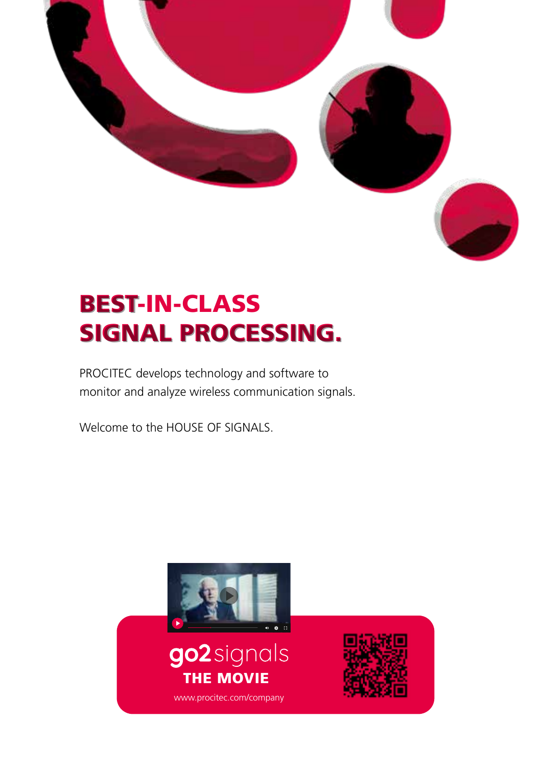# BEST-IN-CLASS SIGNAL PROCESSING.

PROCITEC develops technology and software to monitor and analyze wireless communication signals.

Welcome to the HOUSE OF SIGNALS.

go2signals
**THE MOVIE**

www.procitec.com/company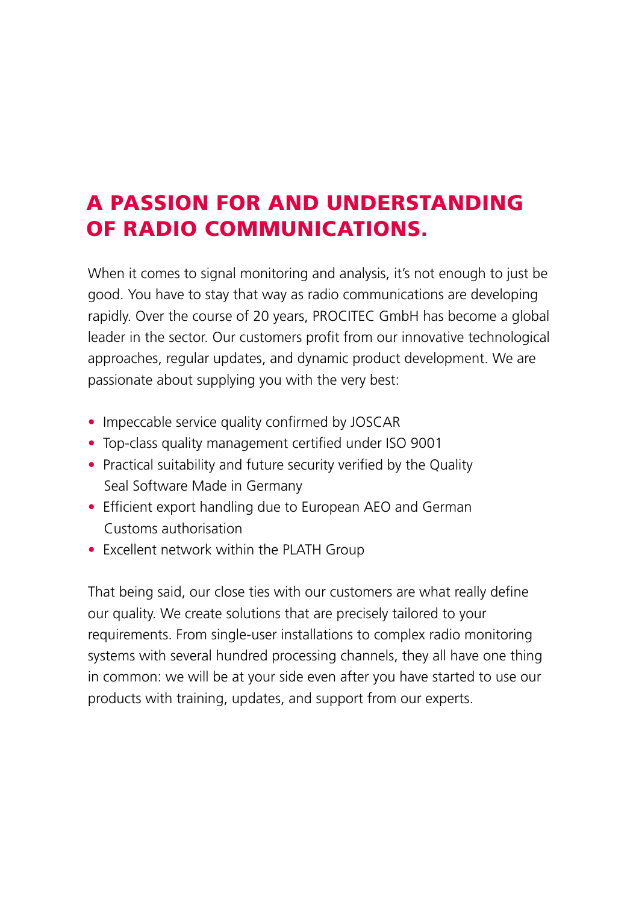# A PASSION FOR AND UNDERSTANDING OF RADIO COMMUNICATIONS.

When it comes to signal monitoring and analysis, it's not enough to just be good. You have to stay that way as radio communications are developing rapidly. Over the course of 20 years, PROCITEC GmbH has become a global leader in the sector. Our customers profit from our innovative technological approaches, regular updates, and dynamic product development. We are passionate about supplying you with the very best:

- Impeccable service quality confirmed by JOSCAR
- Top-class quality management certified under ISO 9001
- Practical suitability and future security verified by the Quality Seal Software Made in Germany
- Efficient export handling due to European AEO and German Customs authorisation
- Excellent network within the PLATH Group

That being said, our close ties with our customers are what really define our quality. We create solutions that are precisely tailored to your requirements. From single-user installations to complex radio monitoring systems with several hundred processing channels, they all have one thing in common: we will be at your side even after you have started to use our products with training, updates, and support from our experts.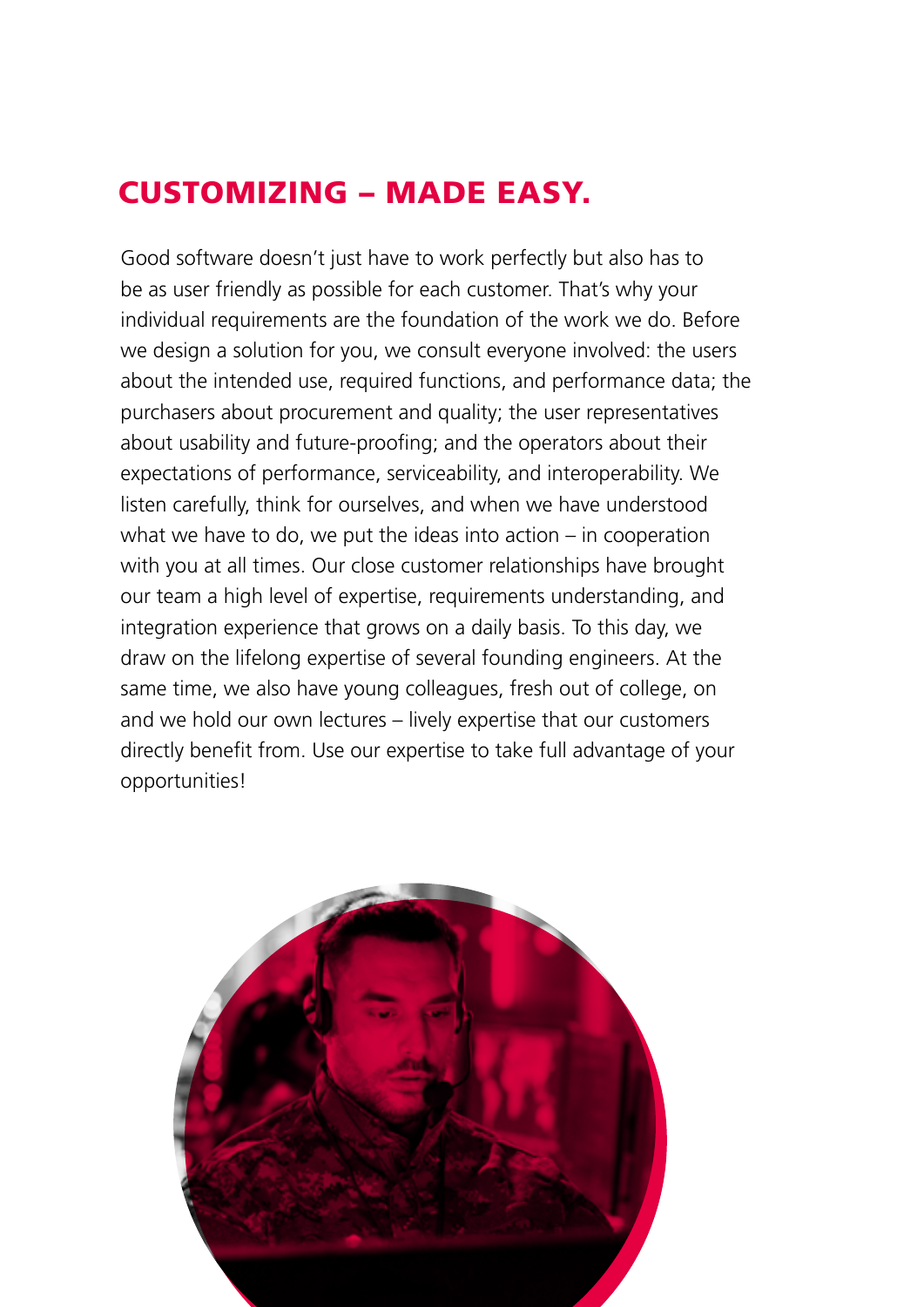# CUSTOMIZING – MADE EASY.

Good software doesn't just have to work perfectly but also has to be as user friendly as possible for each customer. That's why your individual requirements are the foundation of the work we do. Before we design a solution for you, we consult everyone involved: the users about the intended use, required functions, and performance data; the purchasers about procurement and quality; the user representatives about usability and future-proofing; and the operators about their expectations of performance, serviceability, and interoperability. We listen carefully, think for ourselves, and when we have understood what we have to do, we put the ideas into action – in cooperation with you at all times. Our close customer relationships have brought our team a high level of expertise, requirements understanding, and integration experience that grows on a daily basis. To this day, we draw on the lifelong expertise of several founding engineers. At the same time, we also have young colleagues, fresh out of college, on and we hold our own lectures – lively expertise that our customers directly benefit from. Use our expertise to take full advantage of your opportunities!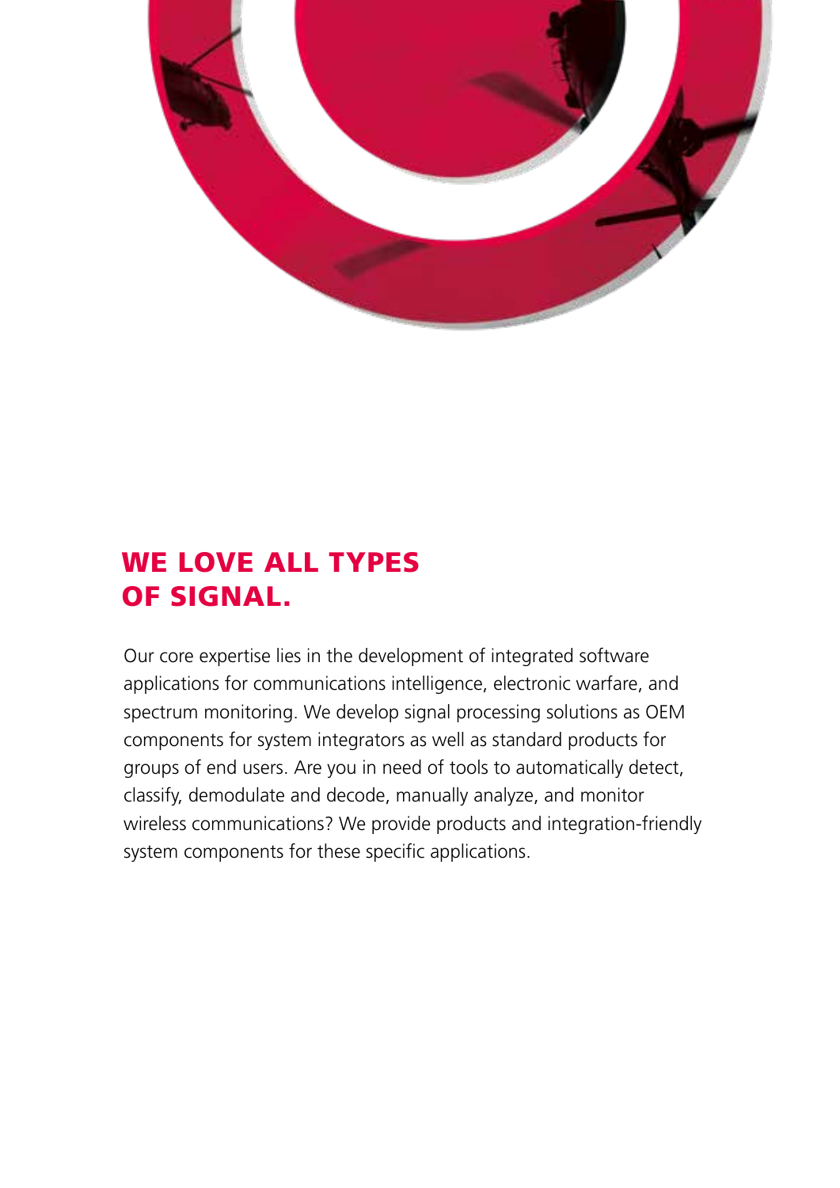## WE LOVE ALL TYPES OF SIGNAL.

Our core expertise lies in the development of integrated software applications for communications intelligence, electronic warfare, and spectrum monitoring. We develop signal processing solutions as OEM components for system integrators as well as standard products for groups of end users. Are you in need of tools to automatically detect, classify, demodulate and decode, manually analyze, and monitor wireless communications? We provide products and integration-friendly system components for these specific applications.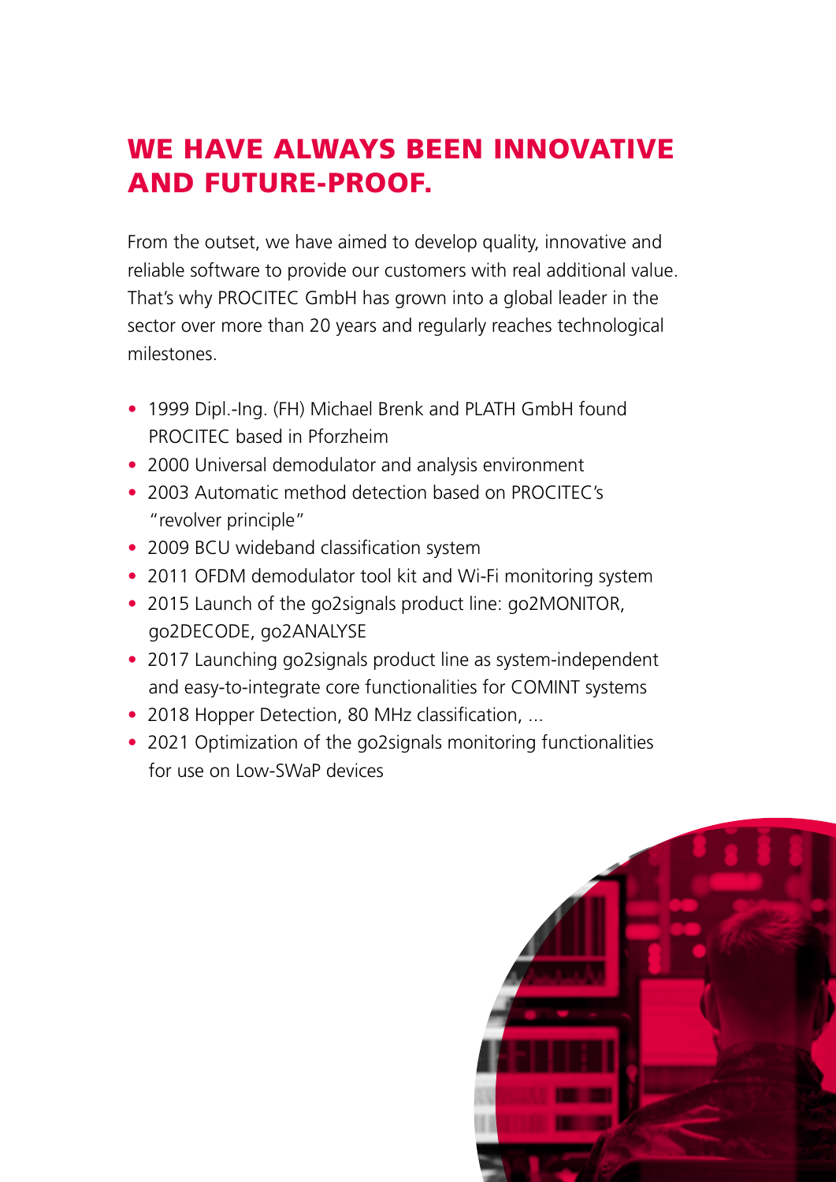# WE HAVE ALWAYS BEEN INNOVATIVE AND FUTURE-PROOF.

From the outset, we have aimed to develop quality, innovative and reliable software to provide our customers with real additional value. That's why PROCITEC GmbH has grown into a global leader in the sector over more than 20 years and regularly reaches technological milestones.

- 1999 Dipl.-Ing. (FH) Michael Brenk and PLATH GmbH found PROCITEC based in Pforzheim
- 2000 Universal demodulator and analysis environment
- 2003 Automatic method detection based on PROCITEC's "revolver principle"
- 2009 BCU wideband classification system
- 2011 OFDM demodulator tool kit and Wi-Fi monitoring system
- 2015 Launch of the go2signals product line: go2MONITOR, go2DECODE, go2ANALYSE
- 2017 Launching go2signals product line as system-independent and easy-to-integrate core functionalities for COMINT systems
- 2018 Hopper Detection, 80 MHz classification, ...
- 2021 Optimization of the go2signals monitoring functionalities for use on Low-SWaP devices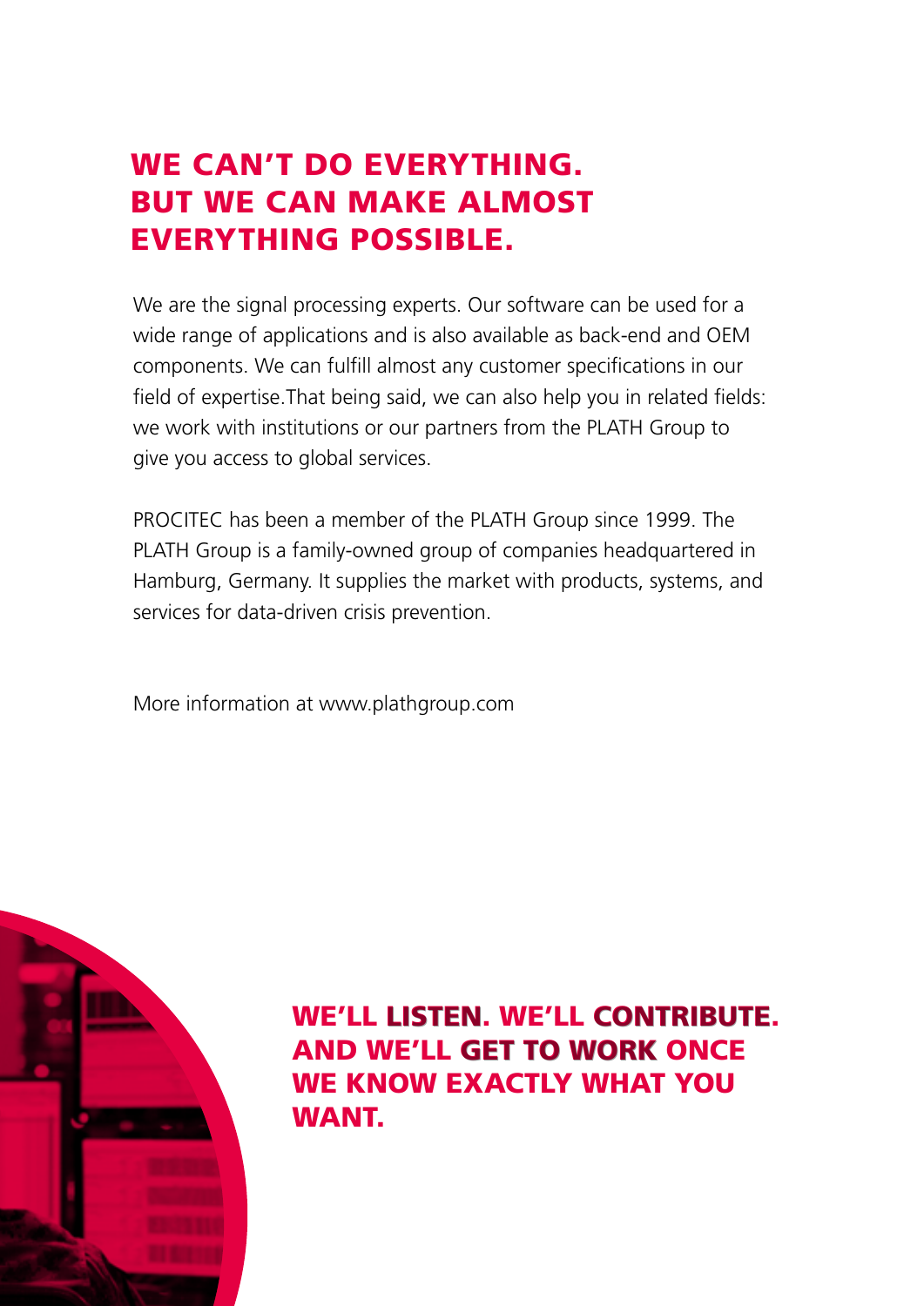## WE CAN'T DO EVERYTHING. BUT WE CAN MAKE ALMOST EVERYTHING POSSIBLE.

We are the signal processing experts. Our software can be used for a wide range of applications and is also available as back-end and OEM components. We can fulfill almost any customer specifications in our field of expertise.That being said, we can also help you in related fields: we work with institutions or our partners from the PLATH Group to give you access to global services.

PROCITEC has been a member of the PLATH Group since 1999. The PLATH Group is a family-owned group of companies headquartered in Hamburg, Germany. It supplies the market with products, systems, and services for data-driven crisis prevention.

More information at www.plathgroup.com

## WE'LL LISTEN. WE'LL CONTRIBUTE. AND WE'LL GET TO WORK ONCE WE KNOW EXACTLY WHAT YOU WANT.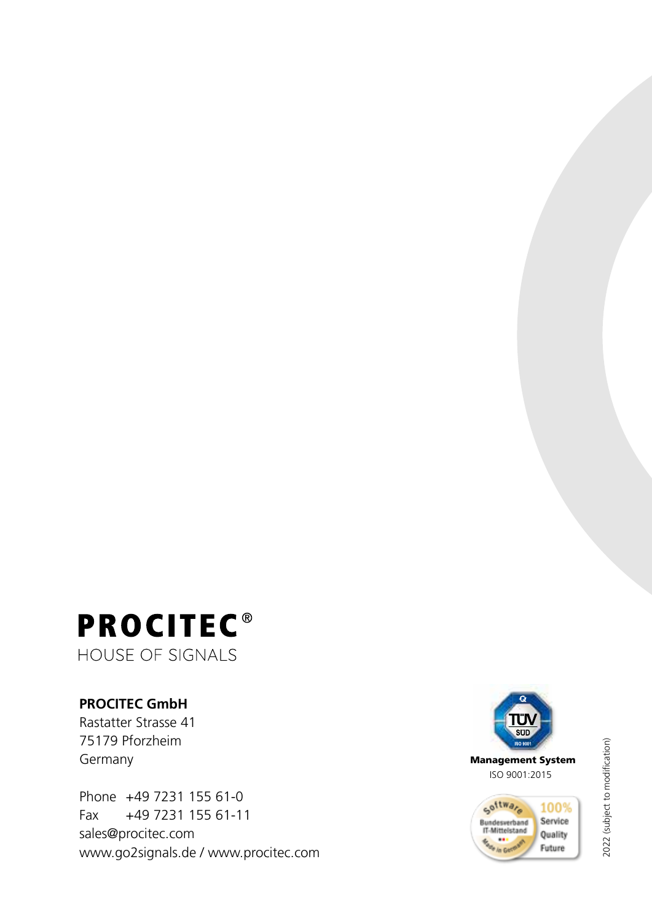PROCITEC®

HOUSE OF SIGNALS

**PROCITEC GmbH**
Rastatter Strasse 41
75179 Pforzheim
Germany

Phone +49 7231 155 61-0
Fax +49 7231 155 61-11
sales@procitec.com
www.go2signals.de / www.procitec.com

**Management System**
ISO 9001:2015

2022 (subject to modification)